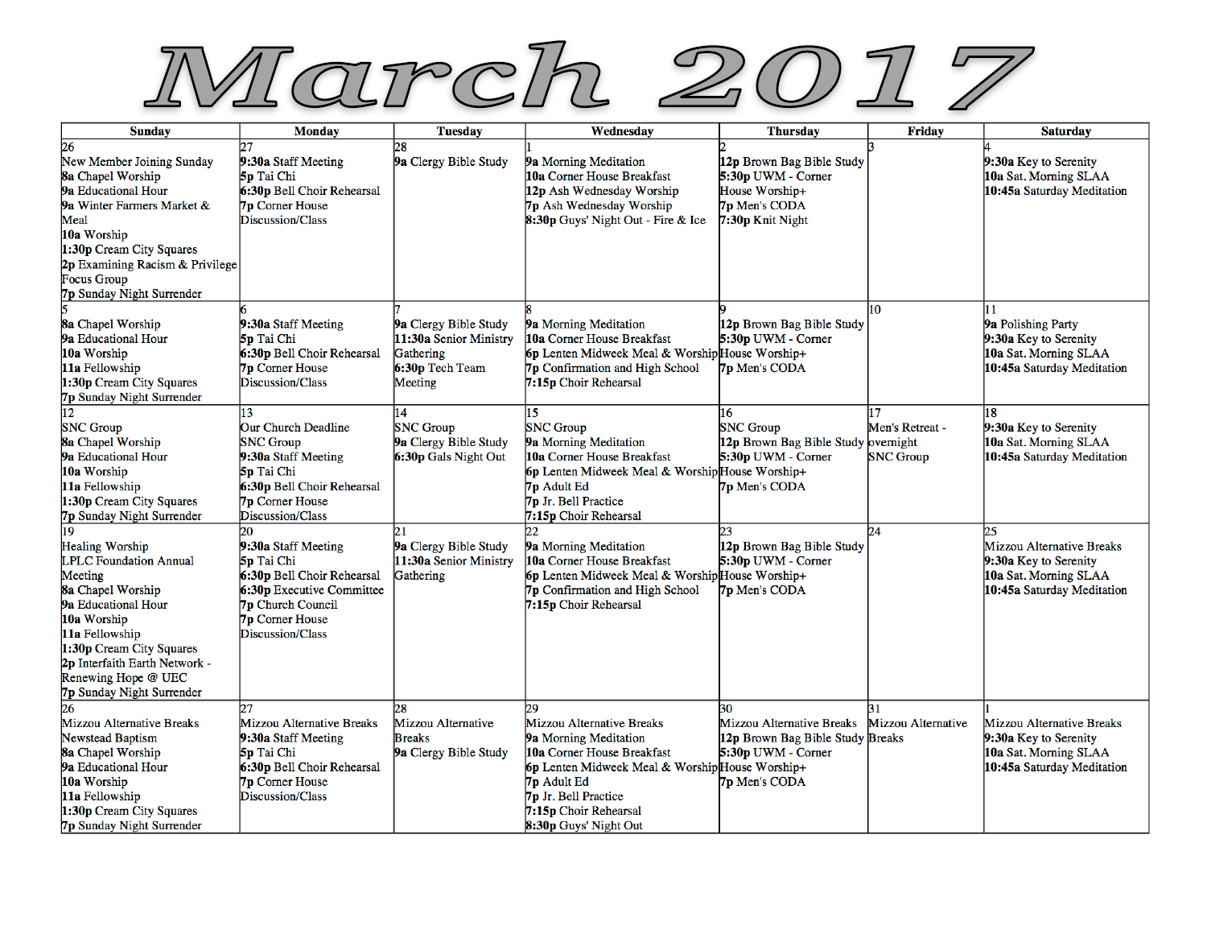# March 2017

| Sunday | Monday | Tuesday | Wednesday | Thursday | Friday | Saturday |
|---|---|---|---|---|---|---|
| 26<br>New Member Joining Sunday<br>**8a** Chapel Worship<br>**9a** Educational Hour<br>**9a** Winter Farmers Market & Meal<br>**10a** Worship<br>**1:30p** Cream City Squares<br>**2p** Examining Racism & Privilege Focus Group<br>**7p** Sunday Night Surrender | 27<br>**9:30a** Staff Meeting<br>**5p** Tai Chi<br>**6:30p** Bell Choir Rehearsal<br>**7p** Corner House Discussion/Class | 28<br>**9a** Clergy Bible Study | 1<br>**9a** Morning Meditation<br>**10a** Corner House Breakfast<br>**12p** Ash Wednesday Worship<br>**7p** Ash Wednesday Worship<br>**8:30p** Guys' Night Out - Fire & Ice | 2<br>**12p** Brown Bag Bible Study<br>**5:30p** UWM - Corner House Worship+<br>**7p** Men's CODA<br>**7:30p** Knit Night | 3 | 4<br>**9:30a** Key to Serenity<br>**10a** Sat. Morning SLAA<br>**10:45a** Saturday Meditation |
| 5<br>**8a** Chapel Worship<br>**9a** Educational Hour<br>**10a** Worship<br>**11a** Fellowship<br>**1:30p** Cream City Squares<br>**7p** Sunday Night Surrender | 6<br>**9:30a** Staff Meeting<br>**5p** Tai Chi<br>**6:30p** Bell Choir Rehearsal<br>**7p** Corner House Discussion/Class | 7<br>**9a** Clergy Bible Study<br>**11:30a** Senior Ministry Gathering<br>**6:30p** Tech Team Meeting | 8<br>**9a** Morning Meditation<br>**10a** Corner House Breakfast<br>**6p** Lenten Midweek Meal & Worship<br>**7p** Confirmation and High School<br>**7:15p** Choir Rehearsal | 9<br>**12p** Brown Bag Bible Study<br>**5:30p** UWM - Corner House Worship+<br>**7p** Men's CODA | 10 | 11<br>**9a** Polishing Party<br>**9:30a** Key to Serenity<br>**10a** Sat. Morning SLAA<br>**10:45a** Saturday Meditation |
| 12<br>SNC Group<br>**8a** Chapel Worship<br>**9a** Educational Hour<br>**10a** Worship<br>**11a** Fellowship<br>**1:30p** Cream City Squares<br>**7p** Sunday Night Surrender | 13<br>Our Church Deadline<br>SNC Group<br>**9:30a** Staff Meeting<br>**5p** Tai Chi<br>**6:30p** Bell Choir Rehearsal<br>**7p** Corner House Discussion/Class | 14<br>SNC Group<br>**9a** Clergy Bible Study<br>**6:30p** Gals Night Out | 15<br>SNC Group<br>**9a** Morning Meditation<br>**10a** Corner House Breakfast<br>**6p** Lenten Midweek Meal & Worship<br>**7p** Adult Ed<br>**7p** Jr. Bell Practice<br>**7:15p** Choir Rehearsal | 16<br>SNC Group<br>**12p** Brown Bag Bible Study<br>**5:30p** UWM - Corner House Worship+<br>**7p** Men's CODA | 17<br>Men's Retreat - overnight<br>SNC Group | 18<br>**9:30a** Key to Serenity<br>**10a** Sat. Morning SLAA<br>**10:45a** Saturday Meditation |
| 19<br>Healing Worship<br>LPLC Foundation Annual Meeting<br>**8a** Chapel Worship<br>**9a** Educational Hour<br>**10a** Worship<br>**11a** Fellowship<br>**1:30p** Cream City Squares<br>**2p** Interfaith Earth Network - Renewing Hope @ UEC<br>**7p** Sunday Night Surrender | 20<br>**9:30a** Staff Meeting<br>**5p** Tai Chi<br>**6:30p** Bell Choir Rehearsal<br>**6:30p** Executive Committee<br>**7p** Church Council<br>**7p** Corner House Discussion/Class | 21<br>**9a** Clergy Bible Study<br>**11:30a** Senior Ministry Gathering | 22<br>**9a** Morning Meditation<br>**10a** Corner House Breakfast<br>**6p** Lenten Midweek Meal & Worship<br>**7p** Confirmation and High School<br>**7:15p** Choir Rehearsal | 23<br>**12p** Brown Bag Bible Study<br>**5:30p** UWM - Corner House Worship+<br>**7p** Men's CODA | 24 | 25<br>Mizzou Alternative Breaks<br>**9:30a** Key to Serenity<br>**10a** Sat. Morning SLAA<br>**10:45a** Saturday Meditation |
| 26<br>Mizzou Alternative Breaks<br>Newstead Baptism<br>**8a** Chapel Worship<br>**9a** Educational Hour<br>**10a** Worship<br>**11a** Fellowship<br>**1:30p** Cream City Squares<br>**7p** Sunday Night Surrender | 27<br>Mizzou Alternative Breaks<br>**9:30a** Staff Meeting<br>**5p** Tai Chi<br>**6:30p** Bell Choir Rehearsal<br>**7p** Corner House Discussion/Class | 28<br>Mizzou Alternative Breaks<br>**9a** Clergy Bible Study | 29<br>Mizzou Alternative Breaks<br>**9a** Morning Meditation<br>**10a** Corner House Breakfast<br>**6p** Lenten Midweek Meal & Worship<br>**7p** Adult Ed<br>**7p** Jr. Bell Practice<br>**7:15p** Choir Rehearsal<br>**8:30p** Guys' Night Out | 30<br>Mizzou Alternative Breaks<br>**12p** Brown Bag Bible Study<br>**5:30p** UWM - Corner House Worship+<br>**7p** Men's CODA | 31<br>Mizzou Alternative Breaks | 1<br>Mizzou Alternative Breaks<br>**9:30a** Key to Serenity<br>**10a** Sat. Morning SLAA<br>**10:45a** Saturday Meditation |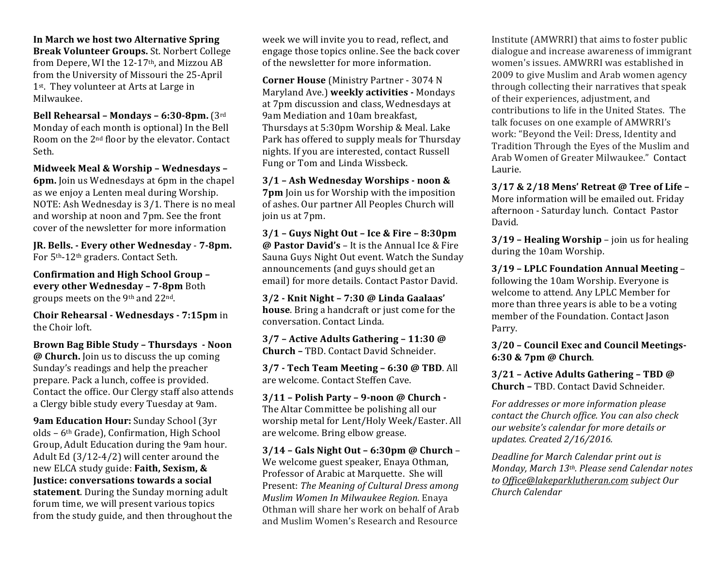**In March we host two Alternative Spring Break Volunteer Groups.** St. Norbert College from Depere, WI the 12-17th, and Mizzou AB from the University of Missouri the 25-April 1st. They volunteer at Arts at Large in Milwaukee.

**Bell Rehearsal – Mondays – 6:30-8pm.** (3rd Monday of each month is optional) In the Bell Room on the 2nd floor by the elevator. Contact Seth.

**Midweek Meal & Worship – Wednesdays – 6pm.** Join us Wednesdays at 6pm in the chapel as we enjoy a Lenten meal during Worship. NOTE: Ash Wednesday is 3/1. There is no meal and worship at noon and 7pm. See the front cover of the newsletter for more information

**JR. Bells. - Every other Wednesday - 7-8pm.** For 5th-12th graders. Contact Seth.

**Confirmation and High School Group – every other Wednesday – 7-8pm** Both groups meets on the 9th and 22nd.

**Choir Rehearsal - Wednesdays - 7:15pm** in the Choir loft.

**Brown Bag Bible Study – Thursdays - Noon @ Church.** Join us to discuss the up coming Sunday's readings and help the preacher prepare. Pack a lunch, coffee is provided. Contact the office. Our Clergy staff also attends a Clergy bible study every Tuesday at 9am.

**9am Education Hour:** Sunday School (3yr olds – 6th Grade), Confirmation, High School Group, Adult Education during the 9am hour. Adult Ed (3/12-4/2) will center around the new ELCA study guide: **Faith, Sexism, & Justice: conversations towards a social statement**. During the Sunday morning adult forum time, we will present various topics from the study guide, and then throughout the week we will invite you to read, reflect, and engage those topics online. See the back cover of the newsletter for more information.

**Corner House** (Ministry Partner - 3074 N Maryland Ave.) **weekly activities -** Mondays at 7pm discussion and class, Wednesdays at 9am Mediation and 10am breakfast, Thursdays at 5:30pm Worship & Meal. Lake Park has offered to supply meals for Thursday nights. If you are interested, contact Russell Fung or Tom and Linda Wissbeck.

**3/1 – Ash Wednesday Worships - noon & 7pm** Join us for Worship with the imposition of ashes. Our partner All Peoples Church will join us at 7pm.

**3/1 – Guys Night Out – Ice & Fire – 8:30pm @ Pastor David's** – It is the Annual Ice & Fire Sauna Guys Night Out event. Watch the Sunday announcements (and guys should get an email) for more details. Contact Pastor David.

**3/2 - Knit Night – 7:30 @ Linda Gaalaas' house**. Bring a handcraft or just come for the conversation. Contact Linda.

**3/7 – Active Adults Gathering – 11:30 @ Church –** TBD. Contact David Schneider.

**3/7 - Tech Team Meeting – 6:30 @ TBD**. All are welcome. Contact Steffen Cave.

**3/11 – Polish Party – 9-noon @ Church -** The Altar Committee be polishing all our worship metal for Lent/Holy Week/Easter. All are welcome. Bring elbow grease.

**3/14 – Gals Night Out – 6:30pm @ Church** – We welcome guest speaker, Enaya Othman, Professor of Arabic at Marquette. She will Present: *The Meaning of Cultural Dress among Muslim Women In Milwaukee Region.* Enaya Othman will share her work on behalf of Arab and Muslim Women's Research and Resource Institute (AMWRRI) that aims to foster public dialogue and increase awareness of immigrant women's issues. AMWRRI was established in 2009 to give Muslim and Arab women agency through collecting their narratives that speak of their experiences, adjustment, and contributions to life in the United States. The talk focuses on one example of AMWRRI's work: "Beyond the Veil: Dress, Identity and Tradition Through the Eyes of the Muslim and Arab Women of Greater Milwaukee." Contact Laurie.

**3/17 & 2/18 Mens' Retreat @ Tree of Life –** More information will be emailed out. Friday afternoon - Saturday lunch. Contact Pastor David.

**3/19 – Healing Worship** – join us for healing during the 10am Worship.

**3/19 – LPLC Foundation Annual Meeting** – following the 10am Worship. Everyone is welcome to attend. Any LPLC Member for more than three years is able to be a voting member of the Foundation. Contact Jason Parry.

**3/20 – Council Exec and Council Meetings- 6:30 & 7pm @ Church**.

**3/21 – Active Adults Gathering – TBD @ Church –** TBD. Contact David Schneider.

*For addresses or more information please contact the Church office. You can also check our website's calendar for more details or updates. Created 2/16/2016.*

*Deadline for March Calendar print out is Monday, March 13th. Please send Calendar notes to Office@lakeparklutheran.com subject Our Church Calendar*